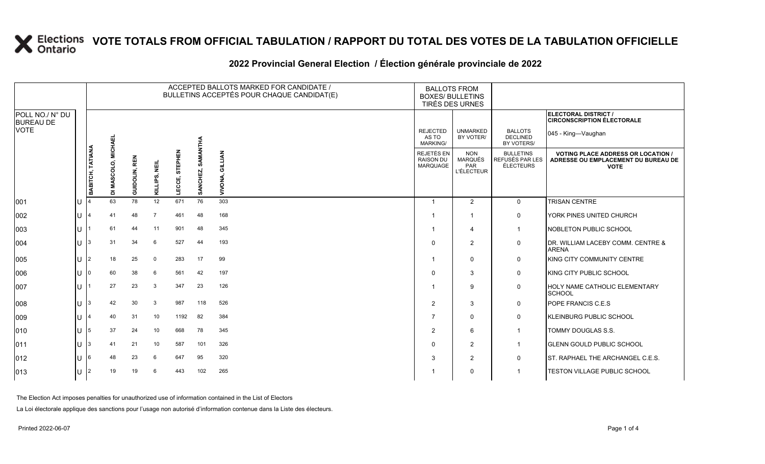# VOTE TOTALS FROM OFFICIAL TABULATION / RAPPORT DU TOTAL DES VOTES DE LA TABULATION OFFICIELLE

## 2022 Provincial General Election / Élection générale provinciale de 2022

ELECTORAL DISTRICT / CIRCONSCRIPTION ÉLECTORALE: 045 - King—Vaughan

| POLL NO./ N° DU BUREAU DE VOTE | | ACCEPTED BALLOTS MARKED FOR CANDIDATE / BULLETINS ACCEPTÉS POUR CHAQUE CANDIDAT(E) | | | | | | | BALLOTS FROM BOXES/ BULLETINS TIRÉS DES URNES | | | |
|---|---|---|---|---|---|---|---|---|---|---|---|---|
| | | BABITCH, TATIANA | DI MASCOLO, MICHAEL | GUIDOLIN, REN | KILLIPS, NEIL | LECCE, STEPHEN | SANCHEZ, SAMANTHA | VIVONA, GILLIAN | REJECTED AS TO MARKING/ REJETÉS EN RAISON DU MARQUAGE | UNMARKED BY VOTER/ NON MARQUÉS PAR L'ÉLECTEUR | BALLOTS DECLINED BY VOTERS/ BULLETINS REFUSÉS PAR LES ÉLECTEURS | VOTING PLACE ADDRESS OR LOCATION / ADRESSE OU EMPLACEMENT DU BUREAU DE VOTE |
| 001 | U | 4 | 63 | 78 | 12 | 671 | 76 | 303 | 1 | 2 | 0 | TRISAN CENTRE |
| 002 | U | 4 | 41 | 48 | 7 | 461 | 48 | 168 | 1 | 1 | 0 | YORK PINES UNITED CHURCH |
| 003 | U | 1 | 61 | 44 | 11 | 901 | 48 | 345 | 1 | 4 | 1 | NOBLETON PUBLIC SCHOOL |
| 004 | U | 3 | 31 | 34 | 6 | 527 | 44 | 193 | 0 | 2 | 0 | DR. WILLIAM LACEBY COMM. CENTRE & ARENA |
| 005 | U | 2 | 18 | 25 | 0 | 283 | 17 | 99 | 1 | 0 | 0 | KING CITY COMMUNITY CENTRE |
| 006 | U | 0 | 60 | 38 | 6 | 561 | 42 | 197 | 0 | 3 | 0 | KING CITY PUBLIC SCHOOL |
| 007 | U | 1 | 27 | 23 | 3 | 347 | 23 | 126 | 1 | 9 | 0 | HOLY NAME CATHOLIC ELEMENTARY SCHOOL |
| 008 | U | 3 | 42 | 30 | 3 | 987 | 118 | 526 | 2 | 3 | 0 | POPE FRANCIS C.E.S |
| 009 | U | 4 | 40 | 31 | 10 | 1192 | 82 | 384 | 7 | 0 | 0 | KLEINBURG PUBLIC SCHOOL |
| 010 | U | 5 | 37 | 24 | 10 | 668 | 78 | 345 | 2 | 6 | 1 | TOMMY DOUGLAS S.S. |
| 011 | U | 3 | 41 | 21 | 10 | 587 | 101 | 326 | 0 | 2 | 1 | GLENN GOULD PUBLIC SCHOOL |
| 012 | U | 6 | 48 | 23 | 6 | 647 | 95 | 320 | 3 | 2 | 0 | ST. RAPHAEL THE ARCHANGEL C.E.S. |
| 013 | U | 2 | 19 | 19 | 6 | 443 | 102 | 265 | 1 | 0 | 1 | TESTON VILLAGE PUBLIC SCHOOL |

The Election Act imposes penalties for unauthorized use of information contained in the List of Electors

La Loi électorale applique des sanctions pour l'usage non autorisé d'information contenue dans la Liste des électeurs.

Printed 2022-06-07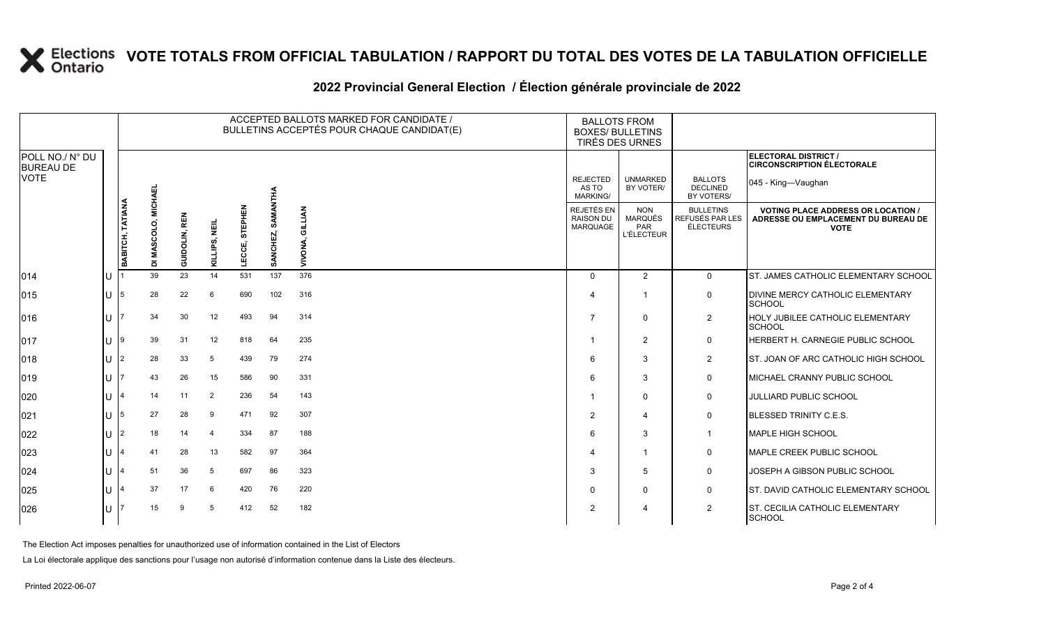# VOTE TOTALS FROM OFFICIAL TABULATION / RAPPORT DU TOTAL DES VOTES DE LA TABULATION OFFICIELLE

## 2022 Provincial General Election / Élection générale provinciale de 2022

ELECTORAL DISTRICT / CIRCONSCRIPTION ÉLECTORALE: 045 - King—Vaughan

| POLL NO./ N° DU BUREAU DE VOTE | | ACCEPTED BALLOTS MARKED FOR CANDIDATE / BULLETINS ACCEPTÉS POUR CHAQUE CANDIDAT(E) | | | | | | | BALLOTS FROM BOXES/ BULLETINS TIRÉS DES URNES | | | |
|---|---|---|---|---|---|---|---|---|---|---|---|---|
| | | BABITCH, TATIANA | DI MASCOLO, MICHAEL | GUIDOLIN, REN | KILLIPS, NEIL | LECCE, STEPHEN | SANCHEZ, SAMANTHA | VIVONA, GILLIAN | REJECTED AS TO MARKING/ REJETÉS EN RAISON DU MARQUAGE | UNMARKED BY VOTER/ NON MARQUÉS PAR L'ÉLECTEUR | BALLOTS DECLINED BY VOTERS/ BULLETINS REFUSÉS PAR LES ÉLECTEURS | VOTING PLACE ADDRESS OR LOCATION / ADRESSE OU EMPLACEMENT DU BUREAU DE VOTE |
| 014 | U | 1 | 39 | 23 | 14 | 531 | 137 | 376 | 0 | 2 | 0 | ST. JAMES CATHOLIC ELEMENTARY SCHOOL |
| 015 | U | 5 | 28 | 22 | 6 | 690 | 102 | 316 | 4 | 1 | 0 | DIVINE MERCY CATHOLIC ELEMENTARY SCHOOL |
| 016 | U | 7 | 34 | 30 | 12 | 493 | 94 | 314 | 7 | 0 | 2 | HOLY JUBILEE CATHOLIC ELEMENTARY SCHOOL |
| 017 | U | 9 | 39 | 31 | 12 | 818 | 64 | 235 | 1 | 2 | 0 | HERBERT H. CARNEGIE PUBLIC SCHOOL |
| 018 | U | 2 | 28 | 33 | 5 | 439 | 79 | 274 | 6 | 3 | 2 | ST. JOAN OF ARC CATHOLIC HIGH SCHOOL |
| 019 | U | 7 | 43 | 26 | 15 | 586 | 90 | 331 | 6 | 3 | 0 | MICHAEL CRANNY PUBLIC SCHOOL |
| 020 | U | 4 | 14 | 11 | 2 | 236 | 54 | 143 | 1 | 0 | 0 | JULLIARD PUBLIC SCHOOL |
| 021 | U | 5 | 27 | 28 | 9 | 471 | 92 | 307 | 2 | 4 | 0 | BLESSED TRINITY C.E.S. |
| 022 | U | 2 | 18 | 14 | 4 | 334 | 87 | 188 | 6 | 3 | 1 | MAPLE HIGH SCHOOL |
| 023 | U | 4 | 41 | 28 | 13 | 582 | 97 | 364 | 4 | 1 | 0 | MAPLE CREEK PUBLIC SCHOOL |
| 024 | U | 4 | 51 | 36 | 5 | 697 | 86 | 323 | 3 | 5 | 0 | JOSEPH A GIBSON PUBLIC SCHOOL |
| 025 | U | 4 | 37 | 17 | 6 | 420 | 76 | 220 | 0 | 0 | 0 | ST. DAVID CATHOLIC ELEMENTARY SCHOOL |
| 026 | U | 7 | 15 | 9 | 5 | 412 | 52 | 182 | 2 | 4 | 2 | ST. CECILIA CATHOLIC ELEMENTARY SCHOOL |

The Election Act imposes penalties for unauthorized use of information contained in the List of Electors

La Loi électorale applique des sanctions pour l'usage non autorisé d'information contenue dans la Liste des électeurs.

Printed 2022-06-07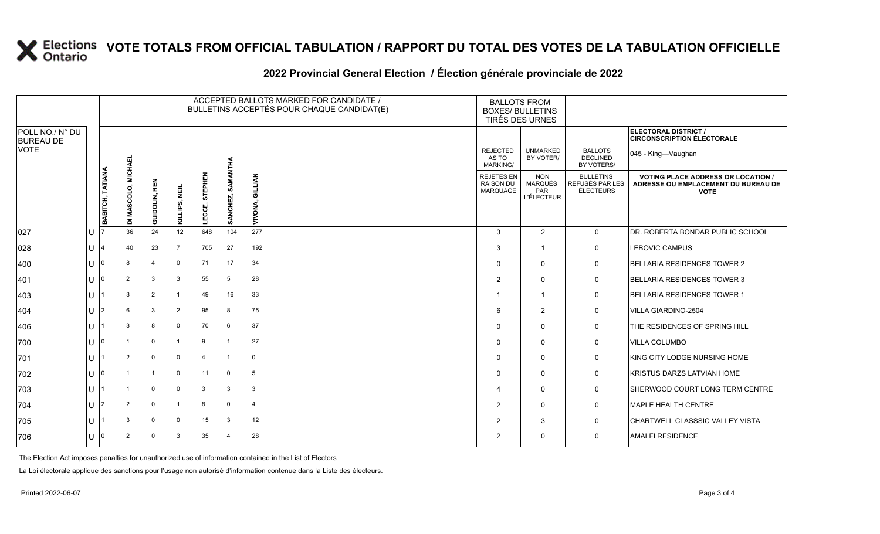# VOTE TOTALS FROM OFFICIAL TABULATION / RAPPORT DU TOTAL DES VOTES DE LA TABULATION OFFICIELLE

## 2022 Provincial General Election / Élection générale provinciale de 2022

ELECTORAL DISTRICT / CIRCONSCRIPTION ÉLECTORALE: 045 - King—Vaughan

| POLL NO./ N° DU BUREAU DE VOTE | | ACCEPTED BALLOTS MARKED FOR CANDIDATE / BULLETINS ACCEPTÉS POUR CHAQUE CANDIDAT(E) | | | | | | | BALLOTS FROM BOXES/ BULLETINS TIRÉS DES URNES | | | |
|---|---|---|---|---|---|---|---|---|---|---|---|---|
| | | BABITCH, TATIANA | DI MASCOLO, MICHAEL | GUIDOLIN, REN | KILLIPS, NEIL | LECCE, STEPHEN | SANCHEZ, SAMANTHA | VIVONA, GILLIAN | REJECTED AS TO MARKING/ REJETÉS EN RAISON DU MARQUAGE | UNMARKED BY VOTER/ NON MARQUÉS PAR L'ÉLECTEUR | BALLOTS DECLINED BY VOTERS/ BULLETINS REFUSÉS PAR LES ÉLECTEURS | VOTING PLACE ADDRESS OR LOCATION / ADRESSE OU EMPLACEMENT DU BUREAU DE VOTE |
| 027 | U | 7 | 36 | 24 | 12 | 648 | 104 | 277 | 3 | 2 | 0 | DR. ROBERTA BONDAR PUBLIC SCHOOL |
| 028 | U | 4 | 40 | 23 | 7 | 705 | 27 | 192 | 3 | 1 | 0 | LEBOVIC CAMPUS |
| 400 | U | 0 | 8 | 4 | 0 | 71 | 17 | 34 | 0 | 0 | 0 | BELLARIA RESIDENCES TOWER 2 |
| 401 | U | 0 | 2 | 3 | 3 | 55 | 5 | 28 | 2 | 0 | 0 | BELLARIA RESIDENCES TOWER 3 |
| 403 | U | 1 | 3 | 2 | 1 | 49 | 16 | 33 | 1 | 1 | 0 | BELLARIA RESIDENCES TOWER 1 |
| 404 | U | 2 | 6 | 3 | 2 | 95 | 8 | 75 | 6 | 2 | 0 | VILLA GIARDINO-2504 |
| 406 | U | 1 | 3 | 8 | 0 | 70 | 6 | 37 | 0 | 0 | 0 | THE RESIDENCES OF SPRING HILL |
| 700 | U | 0 | 1 | 0 | 1 | 9 | 1 | 27 | 0 | 0 | 0 | VILLA COLUMBO |
| 701 | U | 1 | 2 | 0 | 0 | 4 | 1 | 0 | 0 | 0 | 0 | KING CITY LODGE NURSING HOME |
| 702 | U | 0 | 1 | 1 | 0 | 11 | 0 | 5 | 0 | 0 | 0 | KRISTUS DARZS LATVIAN HOME |
| 703 | U | 1 | 1 | 0 | 0 | 3 | 3 | 3 | 4 | 0 | 0 | SHERWOOD COURT LONG TERM CENTRE |
| 704 | U | 2 | 2 | 0 | 1 | 8 | 0 | 4 | 2 | 0 | 0 | MAPLE HEALTH CENTRE |
| 705 | U | 1 | 3 | 0 | 0 | 15 | 3 | 12 | 2 | 3 | 0 | CHARTWELL CLASSSIC VALLEY VISTA |
| 706 | U | 0 | 2 | 0 | 3 | 35 | 4 | 28 | 2 | 0 | 0 | AMALFI RESIDENCE |

The Election Act imposes penalties for unauthorized use of information contained in the List of Electors

La Loi électorale applique des sanctions pour l'usage non autorisé d'information contenue dans la Liste des électeurs.

Printed 2022-06-07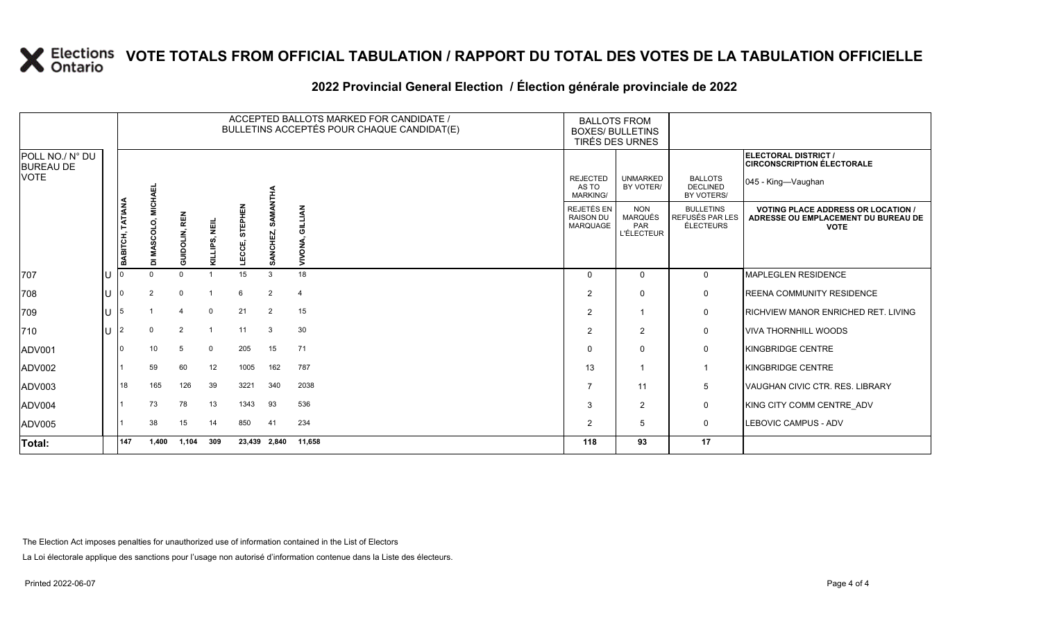# VOTE TOTALS FROM OFFICIAL TABULATION / RAPPORT DU TOTAL DES VOTES DE LA TABULATION OFFICIELLE

## 2022 Provincial General Election / Élection générale provinciale de 2022

| POLL NO./ N° DU BUREAU DE VOTE | | ACCEPTED BALLOTS MARKED FOR CANDIDATE / BULLETINS ACCEPTÉS POUR CHAQUE CANDIDAT(E) | | | | | | | BALLOTS FROM BOXES/ BULLETINS TIRÉS DES URNES | | | ELECTORAL DISTRICT / CIRCONSCRIPTION ÉLECTORALE 045 - King—Vaughan |
|---|---|---|---|---|---|---|---|---|---|---|---|---|
| | | BABITCH, TATIANA | DI MASCOLO, MICHAEL | GUIDOLIN, REN | KILLIPS, NEIL | LECCE, STEPHEN | SANCHEZ, SAMANTHA | VIVONA, GILLIAN | REJECTED AS TO MARKING/ REJETÉS EN RAISON DU MARQUAGE | UNMARKED BY VOTER/ NON MARQUÉS PAR L'ÉLECTEUR | BALLOTS DECLINED BY VOTERS/ BULLETINS REFUSÉS PAR LES ÉLECTEURS | VOTING PLACE ADDRESS OR LOCATION / ADRESSE OU EMPLACEMENT DU BUREAU DE VOTE |
| 707 | U | 0 | 0 | 0 | 1 | 15 | 3 | 18 | 0 | 0 | 0 | MAPLEGLEN RESIDENCE |
| 708 | U | 0 | 2 | 0 | 1 | 6 | 2 | 4 | 2 | 0 | 0 | REENA COMMUNITY RESIDENCE |
| 709 | U | 5 | 1 | 4 | 0 | 21 | 2 | 15 | 2 | 1 | 0 | RICHVIEW MANOR ENRICHED RET. LIVING |
| 710 | U | 2 | 0 | 2 | 1 | 11 | 3 | 30 | 2 | 2 | 0 | VIVA THORNHILL WOODS |
| ADV001 | | 0 | 10 | 5 | 0 | 205 | 15 | 71 | 0 | 0 | 0 | KINGBRIDGE CENTRE |
| ADV002 | | 1 | 59 | 60 | 12 | 1005 | 162 | 787 | 13 | 1 | 1 | KINGBRIDGE CENTRE |
| ADV003 | | 18 | 165 | 126 | 39 | 3221 | 340 | 2038 | 7 | 11 | 5 | VAUGHAN CIVIC CTR. RES. LIBRARY |
| ADV004 | | 1 | 73 | 78 | 13 | 1343 | 93 | 536 | 3 | 2 | 0 | KING CITY COMM CENTRE_ADV |
| ADV005 | | 1 | 38 | 15 | 14 | 850 | 41 | 234 | 2 | 5 | 0 | LEBOVIC CAMPUS - ADV |
| **Total:** | | **147** | **1,400** | **1,104** | **309** | **23,439** | **2,840** | **11,658** | **118** | **93** | **17** | |

The Election Act imposes penalties for unauthorized use of information contained in the List of Electors

La Loi électorale applique des sanctions pour l'usage non autorisé d'information contenue dans la Liste des électeurs.

Printed 2022-06-07